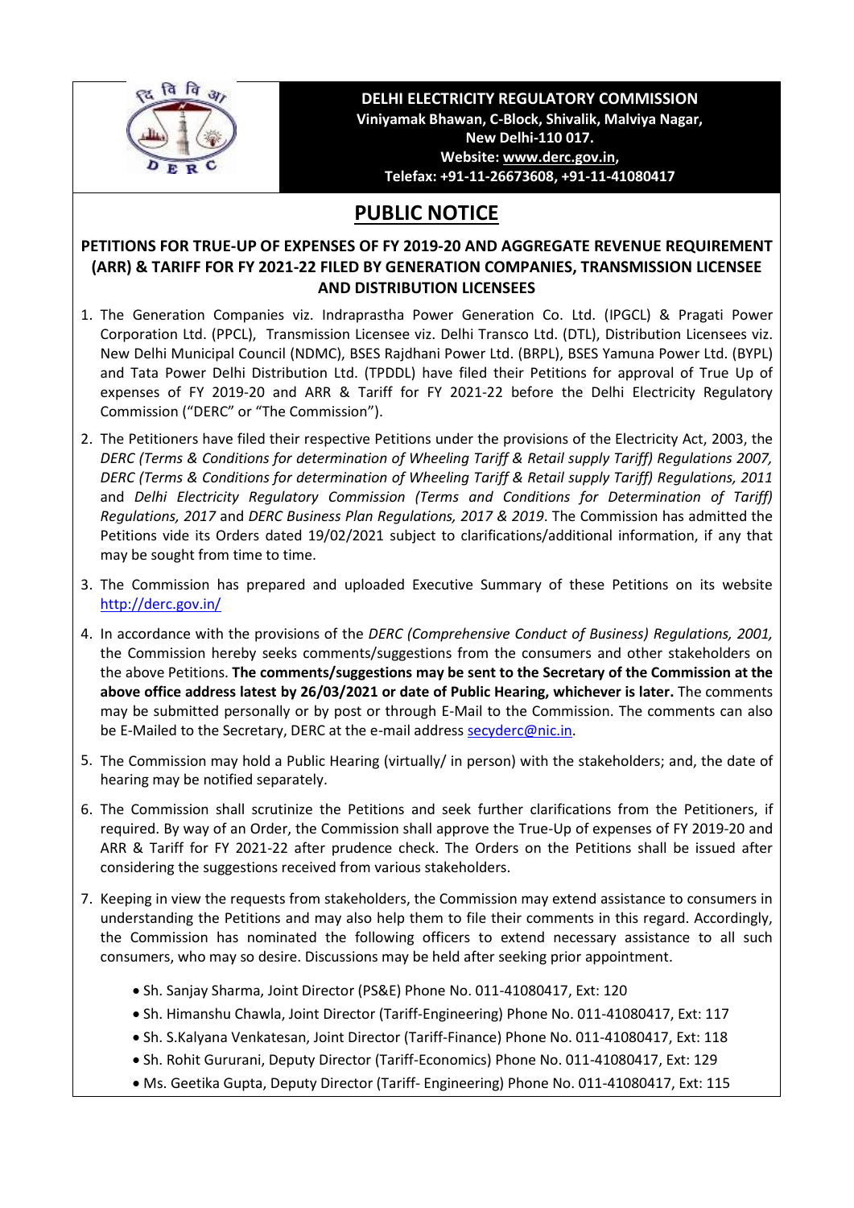**DELHI ELECTRICITY REGULATORY COMMISSION**
**Viniyamak Bhawan, C-Block, Shivalik, Malviya Nagar,**
**New Delhi-110 017.**
**Website: www.derc.gov.in,**
**Telefax: +91-11-26673608, +91-11-41080417**

# PUBLIC NOTICE

## PETITIONS FOR TRUE-UP OF EXPENSES OF FY 2019-20 AND AGGREGATE REVENUE REQUIREMENT (ARR) & TARIFF FOR FY 2021-22 FILED BY GENERATION COMPANIES, TRANSMISSION LICENSEE AND DISTRIBUTION LICENSEES

1. The Generation Companies viz. Indraprastha Power Generation Co. Ltd. (IPGCL) & Pragati Power Corporation Ltd. (PPCL), Transmission Licensee viz. Delhi Transco Ltd. (DTL), Distribution Licensees viz. New Delhi Municipal Council (NDMC), BSES Rajdhani Power Ltd. (BRPL), BSES Yamuna Power Ltd. (BYPL) and Tata Power Delhi Distribution Ltd. (TPDDL) have filed their Petitions for approval of True Up of expenses of FY 2019-20 and ARR & Tariff for FY 2021-22 before the Delhi Electricity Regulatory Commission ("DERC" or "The Commission").

2. The Petitioners have filed their respective Petitions under the provisions of the Electricity Act, 2003, the *DERC (Terms & Conditions for determination of Wheeling Tariff & Retail supply Tariff) Regulations 2007, DERC (Terms & Conditions for determination of Wheeling Tariff & Retail supply Tariff) Regulations, 2011* and *Delhi Electricity Regulatory Commission (Terms and Conditions for Determination of Tariff) Regulations, 2017* and *DERC Business Plan Regulations, 2017 & 2019*. The Commission has admitted the Petitions vide its Orders dated 19/02/2021 subject to clarifications/additional information, if any that may be sought from time to time.

3. The Commission has prepared and uploaded Executive Summary of these Petitions on its website http://derc.gov.in/

4. In accordance with the provisions of the *DERC (Comprehensive Conduct of Business) Regulations, 2001,* the Commission hereby seeks comments/suggestions from the consumers and other stakeholders on the above Petitions. **The comments/suggestions may be sent to the Secretary of the Commission at the above office address latest by 26/03/2021 or date of Public Hearing, whichever is later.** The comments may be submitted personally or by post or through E-Mail to the Commission. The comments can also be E-Mailed to the Secretary, DERC at the e-mail address secyderc@nic.in.

5. The Commission may hold a Public Hearing (virtually/ in person) with the stakeholders; and, the date of hearing may be notified separately.

6. The Commission shall scrutinize the Petitions and seek further clarifications from the Petitioners, if required. By way of an Order, the Commission shall approve the True-Up of expenses of FY 2019-20 and ARR & Tariff for FY 2021-22 after prudence check. The Orders on the Petitions shall be issued after considering the suggestions received from various stakeholders.

7. Keeping in view the requests from stakeholders, the Commission may extend assistance to consumers in understanding the Petitions and may also help them to file their comments in this regard. Accordingly, the Commission has nominated the following officers to extend necessary assistance to all such consumers, who may so desire. Discussions may be held after seeking prior appointment.

   - Sh. Sanjay Sharma, Joint Director (PS&E) Phone No. 011-41080417, Ext: 120
   - Sh. Himanshu Chawla, Joint Director (Tariff-Engineering) Phone No. 011-41080417, Ext: 117
   - Sh. S.Kalyana Venkatesan, Joint Director (Tariff-Finance) Phone No. 011-41080417, Ext: 118
   - Sh. Rohit Gururani, Deputy Director (Tariff-Economics) Phone No. 011-41080417, Ext: 129
   - Ms. Geetika Gupta, Deputy Director (Tariff- Engineering) Phone No. 011-41080417, Ext: 115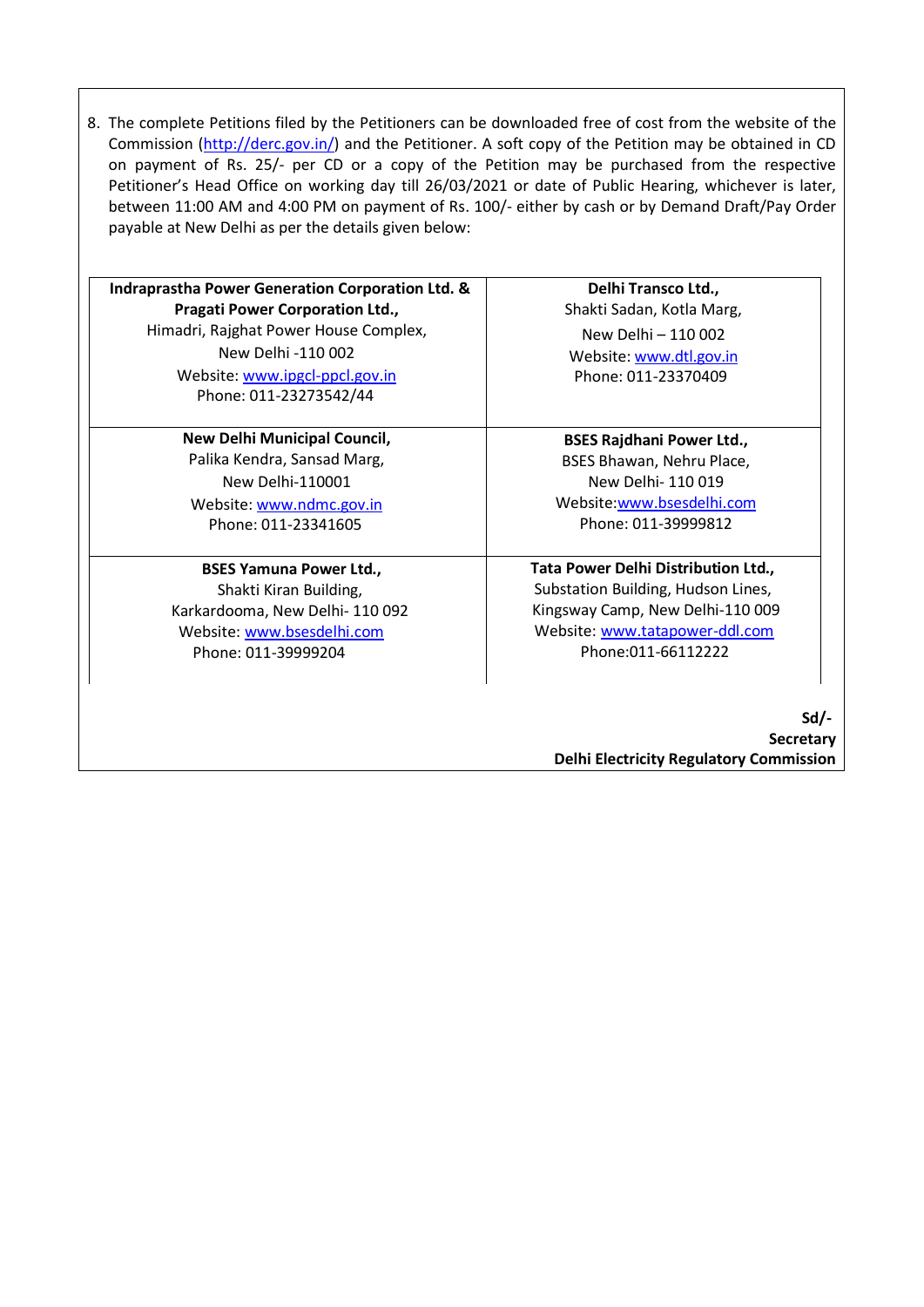8. The complete Petitions filed by the Petitioners can be downloaded free of cost from the website of the Commission (http://derc.gov.in/) and the Petitioner. A soft copy of the Petition may be obtained in CD on payment of Rs. 25/- per CD or a copy of the Petition may be purchased from the respective Petitioner's Head Office on working day till 26/03/2021 or date of Public Hearing, whichever is later, between 11:00 AM and 4:00 PM on payment of Rs. 100/- either by cash or by Demand Draft/Pay Order payable at New Delhi as per the details given below:

| | |
|---|---|
| **Indraprastha Power Generation Corporation Ltd. & Pragati Power Corporation Ltd.,**<br>Himadri, Rajghat Power House Complex,<br>New Delhi -110 002<br>Website: www.ipgcl-ppcl.gov.in<br>Phone: 011-23273542/44 | **Delhi Transco Ltd.,**<br>Shakti Sadan, Kotla Marg,<br>New Delhi – 110 002<br>Website: www.dtl.gov.in<br>Phone: 011-23370409 |
| **New Delhi Municipal Council,**<br>Palika Kendra, Sansad Marg,<br>New Delhi-110001<br>Website: www.ndmc.gov.in<br>Phone: 011-23341605 | **BSES Rajdhani Power Ltd.,**<br>BSES Bhawan, Nehru Place,<br>New Delhi- 110 019<br>Website:www.bsesdelhi.com<br>Phone: 011-39999812 |
| **BSES Yamuna Power Ltd.,**<br>Shakti Kiran Building,<br>Karkardooma, New Delhi- 110 092<br>Website: www.bsesdelhi.com<br>Phone: 011-39999204 | **Tata Power Delhi Distribution Ltd.,**<br>Substation Building, Hudson Lines,<br>Kingsway Camp, New Delhi-110 009<br>Website: www.tatapower-ddl.com<br>Phone:011-66112222 |

**Sd/-**
**Secretary**
**Delhi Electricity Regulatory Commission**